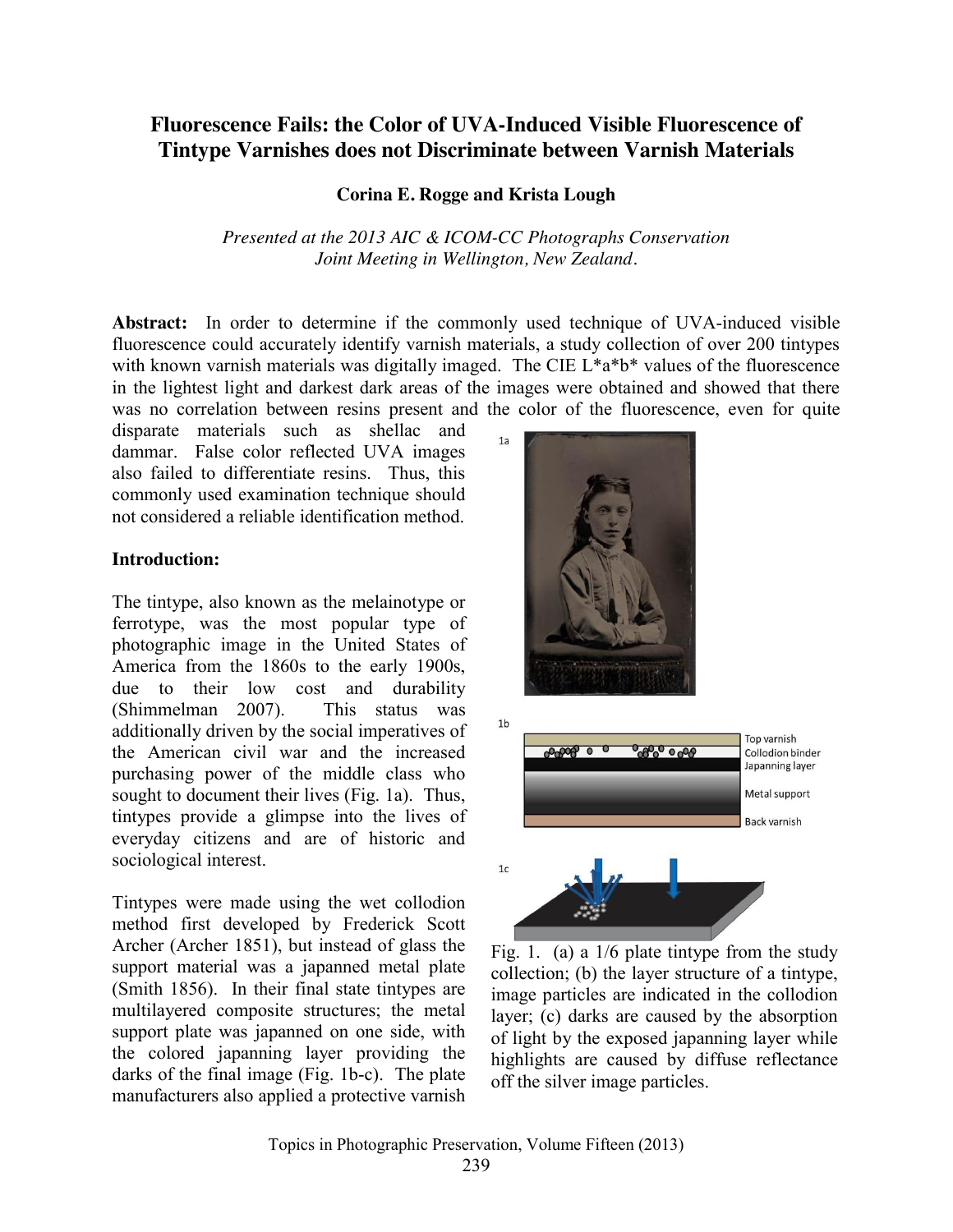# Fluorescence Fails: the Color of UVA-Induced Visible Fluorescence of Tintype Varnishes does not Discriminate between Varnish Materials

**Corina E. Rogge and Krista Lough**

*Presented at the 2013 AIC & ICOM-CC Photographs Conservation Joint Meeting in Wellington, New Zealand.*

**Abstract:** In order to determine if the commonly used technique of UVA-induced visible fluorescence could accurately identify varnish materials, a study collection of over 200 tintypes with known varnish materials was digitally imaged. The CIE L\*a\*b\* values of the fluorescence in the lightest light and darkest dark areas of the images were obtained and showed that there was no correlation between resins present and the color of the fluorescence, even for quite disparate materials such as shellac and dammar. False color reflected UVA images also failed to differentiate resins. Thus, this commonly used examination technique should not considered a reliable identification method.

## Introduction:

The tintype, also known as the melainotype or ferrotype, was the most popular type of photographic image in the United States of America from the 1860s to the early 1900s, due to their low cost and durability (Shimmelman 2007). This status was additionally driven by the social imperatives of the American civil war and the increased purchasing power of the middle class who sought to document their lives (Fig. 1a). Thus, tintypes provide a glimpse into the lives of everyday citizens and are of historic and sociological interest.

Tintypes were made using the wet collodion method first developed by Frederick Scott Archer (Archer 1851), but instead of glass the support material was a japanned metal plate (Smith 1856). In their final state tintypes are multilayered composite structures; the metal support plate was japanned on one side, with the colored japanning layer providing the darks of the final image (Fig. 1b-c). The plate manufacturers also applied a protective varnish

1a

1b

Top varnish
Collodion binder
Japanning layer
Metal support
Back varnish

1c

Fig. 1. (a) a 1/6 plate tintype from the study collection; (b) the layer structure of a tintype, image particles are indicated in the collodion layer; (c) darks are caused by the absorption of light by the exposed japanning layer while highlights are caused by diffuse reflectance off the silver image particles.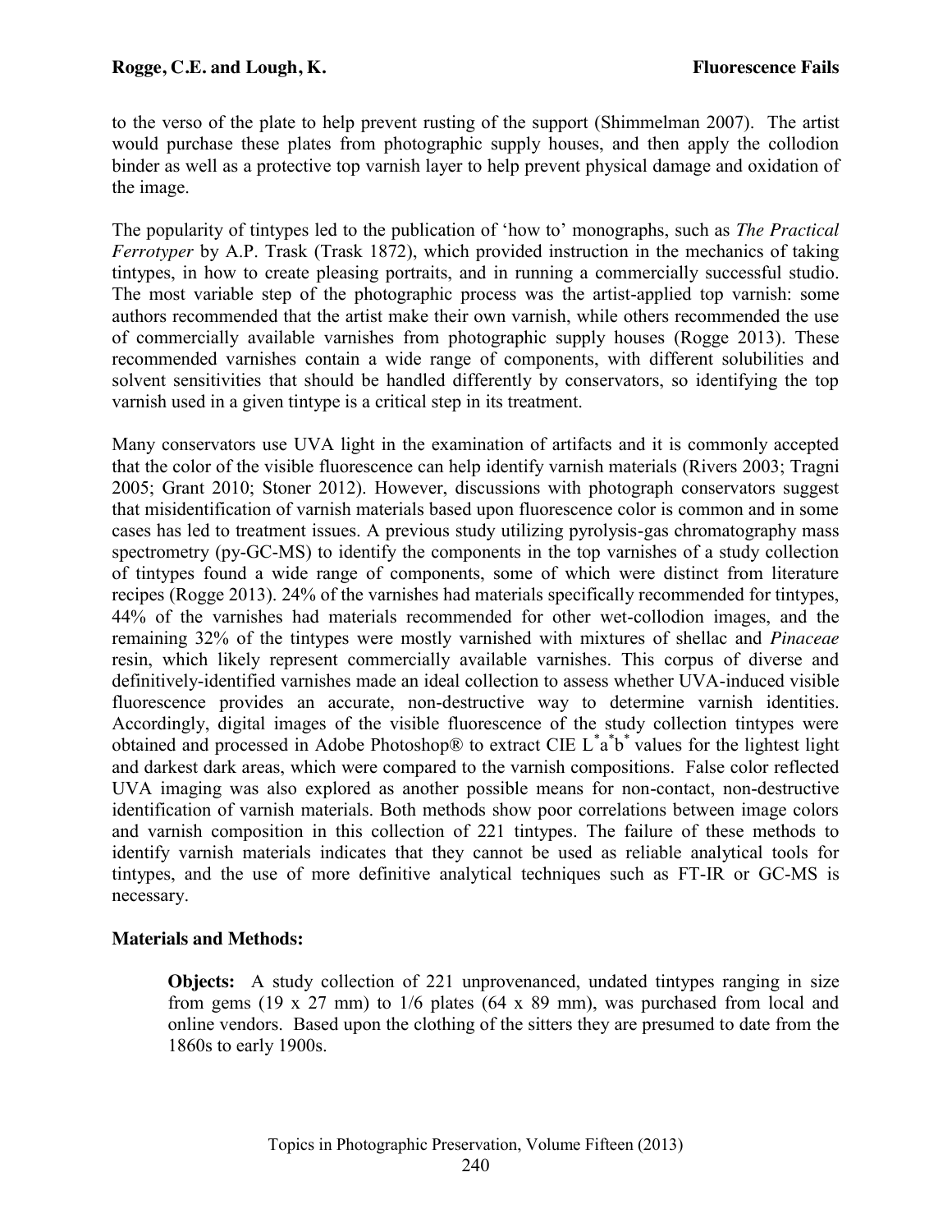to the verso of the plate to help prevent rusting of the support (Shimmelman 2007). The artist would purchase these plates from photographic supply houses, and then apply the collodion binder as well as a protective top varnish layer to help prevent physical damage and oxidation of the image.

The popularity of tintypes led to the publication of 'how to' monographs, such as *The Practical Ferrotyper* by A.P. Trask (Trask 1872), which provided instruction in the mechanics of taking tintypes, in how to create pleasing portraits, and in running a commercially successful studio. The most variable step of the photographic process was the artist-applied top varnish: some authors recommended that the artist make their own varnish, while others recommended the use of commercially available varnishes from photographic supply houses (Rogge 2013). These recommended varnishes contain a wide range of components, with different solubilities and solvent sensitivities that should be handled differently by conservators, so identifying the top varnish used in a given tintype is a critical step in its treatment.

Many conservators use UVA light in the examination of artifacts and it is commonly accepted that the color of the visible fluorescence can help identify varnish materials (Rivers 2003; Tragni 2005; Grant 2010; Stoner 2012). However, discussions with photograph conservators suggest that misidentification of varnish materials based upon fluorescence color is common and in some cases has led to treatment issues. A previous study utilizing pyrolysis-gas chromatography mass spectrometry (py-GC-MS) to identify the components in the top varnishes of a study collection of tintypes found a wide range of components, some of which were distinct from literature recipes (Rogge 2013). 24% of the varnishes had materials specifically recommended for tintypes, 44% of the varnishes had materials recommended for other wet-collodion images, and the remaining 32% of the tintypes were mostly varnished with mixtures of shellac and *Pinaceae* resin, which likely represent commercially available varnishes. This corpus of diverse and definitively-identified varnishes made an ideal collection to assess whether UVA-induced visible fluorescence provides an accurate, non-destructive way to determine varnish identities. Accordingly, digital images of the visible fluorescence of the study collection tintypes were obtained and processed in Adobe Photoshop® to extract CIE $L^*a^*b^*$ values for the lightest light and darkest dark areas, which were compared to the varnish compositions. False color reflected UVA imaging was also explored as another possible means for non-contact, non-destructive identification of varnish materials. Both methods show poor correlations between image colors and varnish composition in this collection of 221 tintypes. The failure of these methods to identify varnish materials indicates that they cannot be used as reliable analytical tools for tintypes, and the use of more definitive analytical techniques such as FT-IR or GC-MS is necessary.

## Materials and Methods:

**Objects:** A study collection of 221 unprovenanced, undated tintypes ranging in size from gems (19 x 27 mm) to 1/6 plates (64 x 89 mm), was purchased from local and online vendors. Based upon the clothing of the sitters they are presumed to date from the 1860s to early 1900s.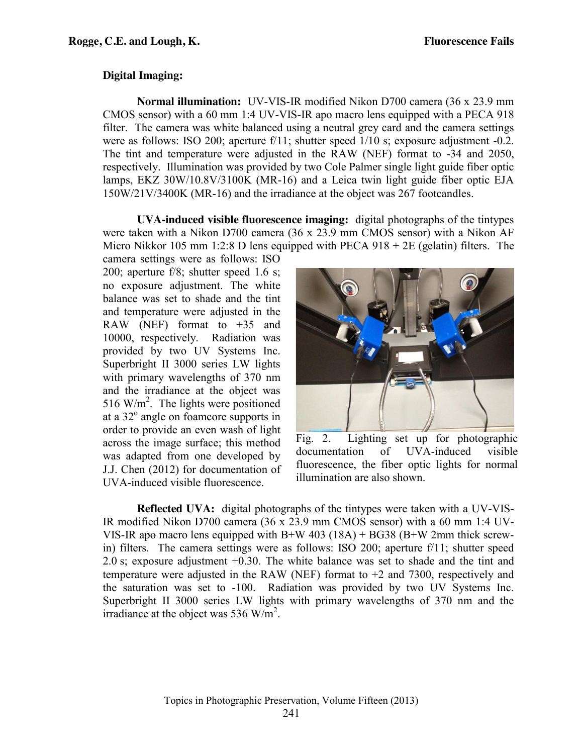### Digital Imaging:

**Normal illumination:** UV-VIS-IR modified Nikon D700 camera (36 x 23.9 mm CMOS sensor) with a 60 mm 1:4 UV-VIS-IR apo macro lens equipped with a PECA 918 filter. The camera was white balanced using a neutral grey card and the camera settings were as follows: ISO 200; aperture f/11; shutter speed 1/10 s; exposure adjustment -0.2. The tint and temperature were adjusted in the RAW (NEF) format to -34 and 2050, respectively. Illumination was provided by two Cole Palmer single light guide fiber optic lamps, EKZ 30W/10.8V/3100K (MR-16) and a Leica twin light guide fiber optic EJA 150W/21V/3400K (MR-16) and the irradiance at the object was 267 footcandles.

**UVA-induced visible fluorescence imaging:** digital photographs of the tintypes were taken with a Nikon D700 camera (36 x 23.9 mm CMOS sensor) with a Nikon AF Micro Nikkor 105 mm 1:2:8 D lens equipped with PECA 918 + 2E (gelatin) filters. The camera settings were as follows: ISO 200; aperture f/8; shutter speed 1.6 s; no exposure adjustment. The white balance was set to shade and the tint and temperature were adjusted in the RAW (NEF) format to +35 and 10000, respectively. Radiation was provided by two UV Systems Inc. Superbright II 3000 series LW lights with primary wavelengths of 370 nm and the irradiance at the object was 516 $W/m^2$. The lights were positioned at a 32° angle on foamcore supports in order to provide an even wash of light across the image surface; this method was adapted from one developed by J.J. Chen (2012) for documentation of UVA-induced visible fluorescence.

Fig. 2. Lighting set up for photographic documentation of UVA-induced visible fluorescence, the fiber optic lights for normal illumination are also shown.

**Reflected UVA:** digital photographs of the tintypes were taken with a UV-VIS-IR modified Nikon D700 camera (36 x 23.9 mm CMOS sensor) with a 60 mm 1:4 UV-VIS-IR apo macro lens equipped with B+W 403 (18A) + BG38 (B+W 2mm thick screw-in) filters. The camera settings were as follows: ISO 200; aperture f/11; shutter speed 2.0 s; exposure adjustment +0.30. The white balance was set to shade and the tint and temperature were adjusted in the RAW (NEF) format to +2 and 7300, respectively and the saturation was set to -100. Radiation was provided by two UV Systems Inc. Superbright II 3000 series LW lights with primary wavelengths of 370 nm and the irradiance at the object was 536 $W/m^2$.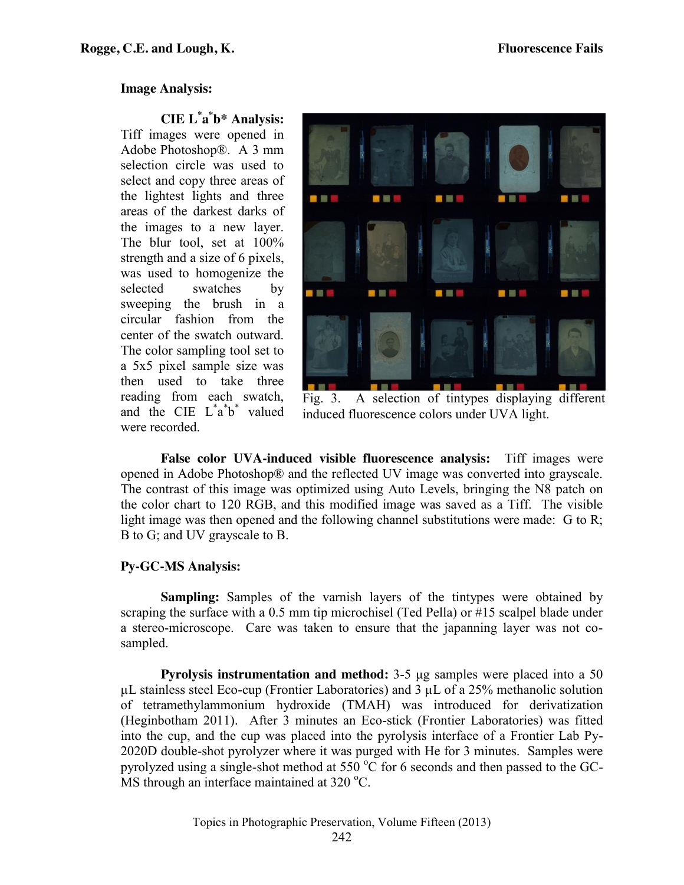### Image Analysis:

**CIE $L^*a^*b^*$ Analysis:** Tiff images were opened in Adobe Photoshop®. A 3 mm selection circle was used to select and copy three areas of the lightest lights and three areas of the darkest darks of the images to a new layer. The blur tool, set at 100% strength and a size of 6 pixels, was used to homogenize the selected swatches by sweeping the brush in a circular fashion from the center of the swatch outward. The color sampling tool set to a 5x5 pixel sample size was then used to take three reading from each swatch, and the CIE $L^*a^*b^*$ valued were recorded.

Fig. 3. A selection of tintypes displaying different induced fluorescence colors under UVA light.

**False color UVA-induced visible fluorescence analysis:** Tiff images were opened in Adobe Photoshop® and the reflected UV image was converted into grayscale. The contrast of this image was optimized using Auto Levels, bringing the N8 patch on the color chart to 120 RGB, and this modified image was saved as a Tiff. The visible light image was then opened and the following channel substitutions were made: G to R; B to G; and UV grayscale to B.

### Py-GC-MS Analysis:

**Sampling:** Samples of the varnish layers of the tintypes were obtained by scraping the surface with a 0.5 mm tip microchisel (Ted Pella) or #15 scalpel blade under a stereo-microscope. Care was taken to ensure that the japanning layer was not co-sampled.

**Pyrolysis instrumentation and method:** 3-5 μg samples were placed into a 50 μL stainless steel Eco-cup (Frontier Laboratories) and 3 μL of a 25% methanolic solution of tetramethylammonium hydroxide (TMAH) was introduced for derivatization (Heginbotham 2011). After 3 minutes an Eco-stick (Frontier Laboratories) was fitted into the cup, and the cup was placed into the pyrolysis interface of a Frontier Lab Py-2020D double-shot pyrolyzer where it was purged with He for 3 minutes. Samples were pyrolyzed using a single-shot method at 550 °C for 6 seconds and then passed to the GC-MS through an interface maintained at 320 °C.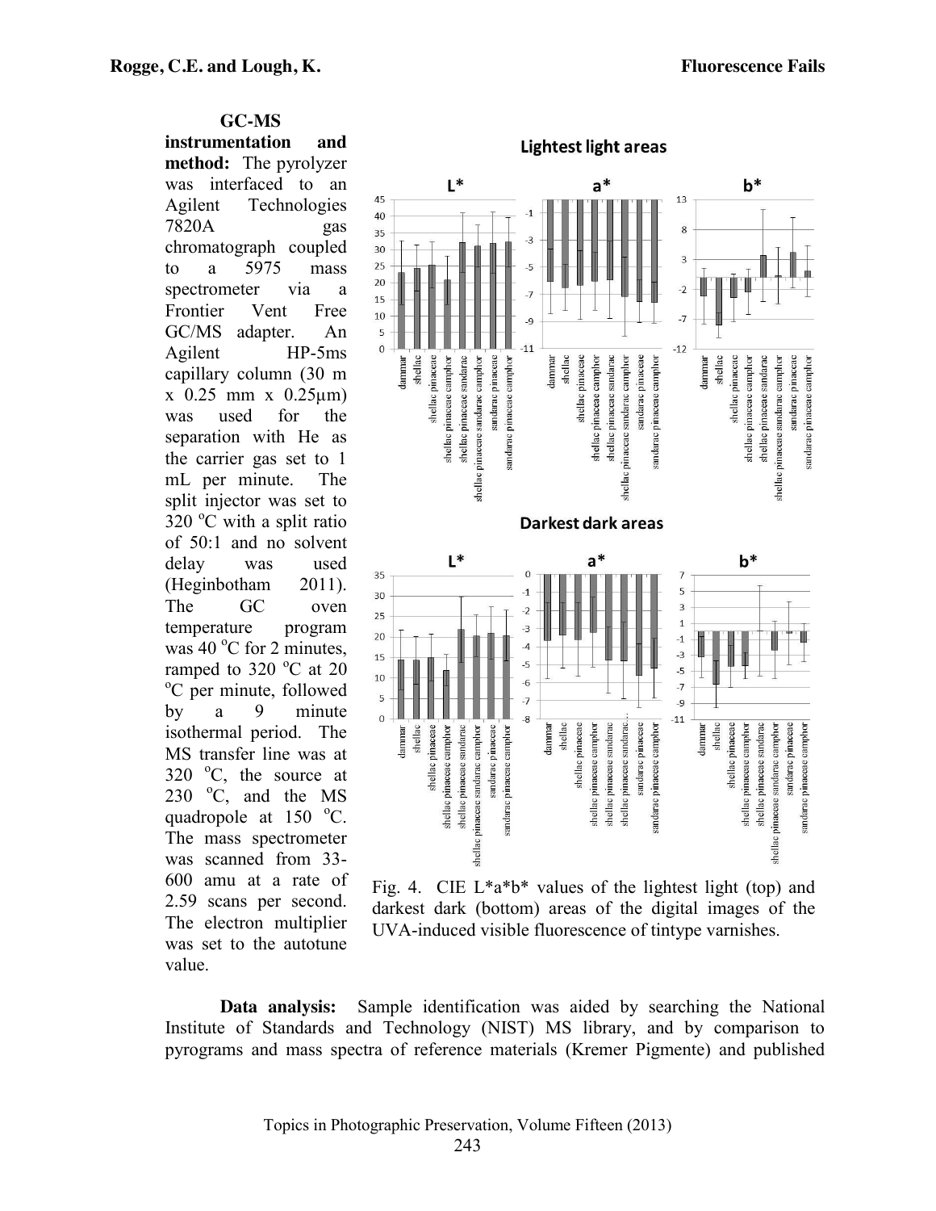**GC-MS instrumentation and method:** The pyrolyzer was interfaced to an Agilent Technologies 7820A gas chromatograph coupled to a 5975 mass spectrometer via a Frontier Vent Free GC/MS adapter. An Agilent HP-5ms capillary column (30 m x 0.25 mm x 0.25µm) was used for the separation with He as the carrier gas set to 1 mL per minute. The split injector was set to 320 °C with a split ratio of 50:1 and no solvent delay was used (Heginbotham 2011). The GC oven temperature program was 40 °C for 2 minutes, ramped to 320 °C at 20 °C per minute, followed by a 9 minute isothermal period. The MS transfer line was at 320 °C, the source at 230 °C, and the MS quadropole at 150 °C. The mass spectrometer was scanned from 33-600 amu at a rate of 2.59 scans per second. The electron multiplier was set to the autotune value.

Fig. 4. CIE L*a*b* values of the lightest light (top) and darkest dark (bottom) areas of the digital images of the UVA-induced visible fluorescence of tintype varnishes.

**Data analysis:** Sample identification was aided by searching the National Institute of Standards and Technology (NIST) MS library, and by comparison to pyrograms and mass spectra of reference materials (Kremer Pigmente) and published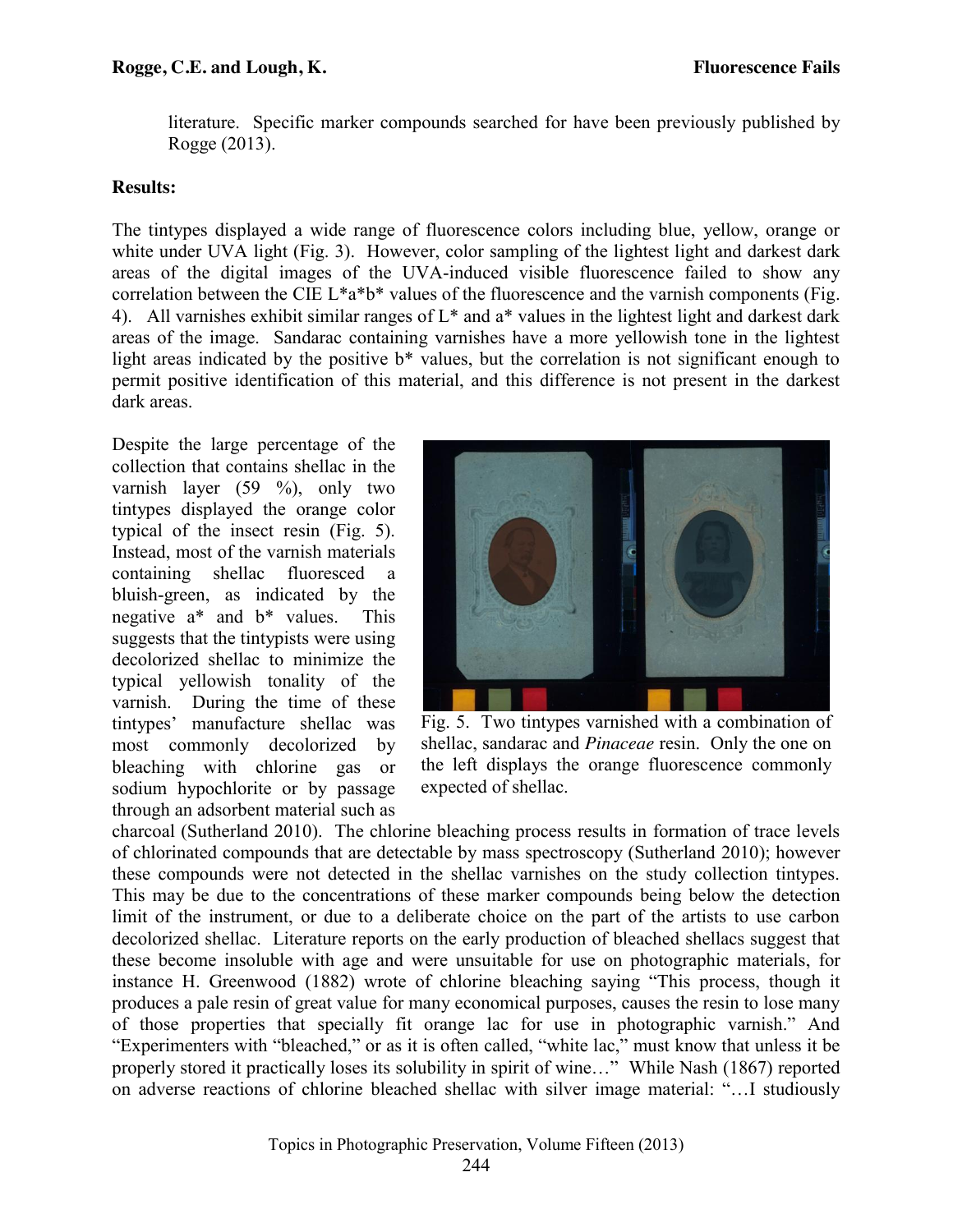literature. Specific marker compounds searched for have been previously published by Rogge (2013).

**Results:**

The tintypes displayed a wide range of fluorescence colors including blue, yellow, orange or white under UVA light (Fig. 3). However, color sampling of the lightest light and darkest dark areas of the digital images of the UVA-induced visible fluorescence failed to show any correlation between the CIE L*a*b* values of the fluorescence and the varnish components (Fig. 4). All varnishes exhibit similar ranges of L* and a* values in the lightest light and darkest dark areas of the image. Sandarac containing varnishes have a more yellowish tone in the lightest light areas indicated by the positive b* values, but the correlation is not significant enough to permit positive identification of this material, and this difference is not present in the darkest dark areas.

Despite the large percentage of the collection that contains shellac in the varnish layer (59 %), only two tintypes displayed the orange color typical of the insect resin (Fig. 5). Instead, most of the varnish materials containing shellac fluoresced a bluish-green, as indicated by the negative a* and b* values. This suggests that the tintypists were using decolorized shellac to minimize the typical yellowish tonality of the varnish. During the time of these tintypes' manufacture shellac was most commonly decolorized by bleaching with chlorine gas or sodium hypochlorite or by passage through an adsorbent material such as charcoal (Sutherland 2010). The chlorine bleaching process results in formation of trace levels of chlorinated compounds that are detectable by mass spectroscopy (Sutherland 2010); however these compounds were not detected in the shellac varnishes on the study collection tintypes. This may be due to the concentrations of these marker compounds being below the detection limit of the instrument, or due to a deliberate choice on the part of the artists to use carbon decolorized shellac. Literature reports on the early production of bleached shellacs suggest that these become insoluble with age and were unsuitable for use on photographic materials, for instance H. Greenwood (1882) wrote of chlorine bleaching saying "This process, though it produces a pale resin of great value for many economical purposes, causes the resin to lose many of those properties that specially fit orange lac for use in photographic varnish." And "Experimenters with "bleached," or as it is often called, "white lac," must know that unless it be properly stored it practically loses its solubility in spirit of wine…" While Nash (1867) reported on adverse reactions of chlorine bleached shellac with silver image material: "…I studiously

Fig. 5. Two tintypes varnished with a combination of shellac, sandarac and *Pinaceae* resin. Only the one on the left displays the orange fluorescence commonly expected of shellac.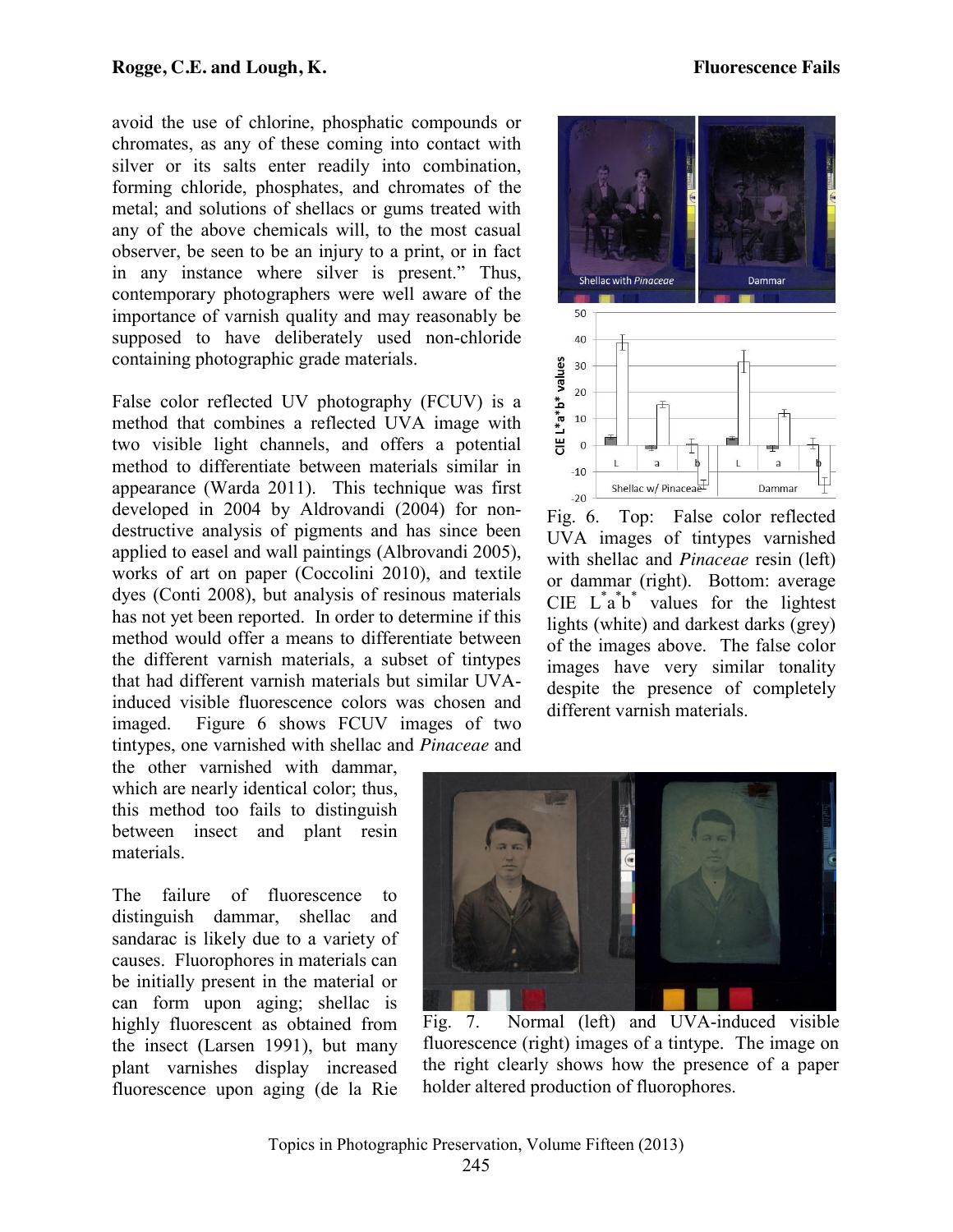avoid the use of chlorine, phosphatic compounds or chromates, as any of these coming into contact with silver or its salts enter readily into combination, forming chloride, phosphates, and chromates of the metal; and solutions of shellacs or gums treated with any of the above chemicals will, to the most casual observer, be seen to be an injury to a print, or in fact in any instance where silver is present." Thus, contemporary photographers were well aware of the importance of varnish quality and may reasonably be supposed to have deliberately used non-chloride containing photographic grade materials.

False color reflected UV photography (FCUV) is a method that combines a reflected UVA image with two visible light channels, and offers a potential method to differentiate between materials similar in appearance (Warda 2011). This technique was first developed in 2004 by Aldrovandi (2004) for non-destructive analysis of pigments and has since been applied to easel and wall paintings (Albrovandi 2005), works of art on paper (Coccolini 2010), and textile dyes (Conti 2008), but analysis of resinous materials has not yet been reported. In order to determine if this method would offer a means to differentiate between the different varnish materials, a subset of tintypes that had different varnish materials but similar UVA-induced visible fluorescence colors was chosen and imaged. Figure 6 shows FCUV images of two tintypes, one varnished with shellac and *Pinaceae* and the other varnished with dammar, which are nearly identical color; thus, this method too fails to distinguish between insect and plant resin materials.

Fig. 6. Top: False color reflected UVA images of tintypes varnished with shellac and *Pinaceae* resin (left) or dammar (right). Bottom: average CIE $L^*a^*b^*$ values for the lightest lights (white) and darkest darks (grey) of the images above. The false color images have very similar tonality despite the presence of completely different varnish materials.

The failure of fluorescence to distinguish dammar, shellac and sandarac is likely due to a variety of causes. Fluorophores in materials can be initially present in the material or can form upon aging; shellac is highly fluorescent as obtained from the insect (Larsen 1991), but many plant varnishes display increased fluorescence upon aging (de la Rie

Fig. 7. Normal (left) and UVA-induced visible fluorescence (right) images of a tintype. The image on the right clearly shows how the presence of a paper holder altered production of fluorophores.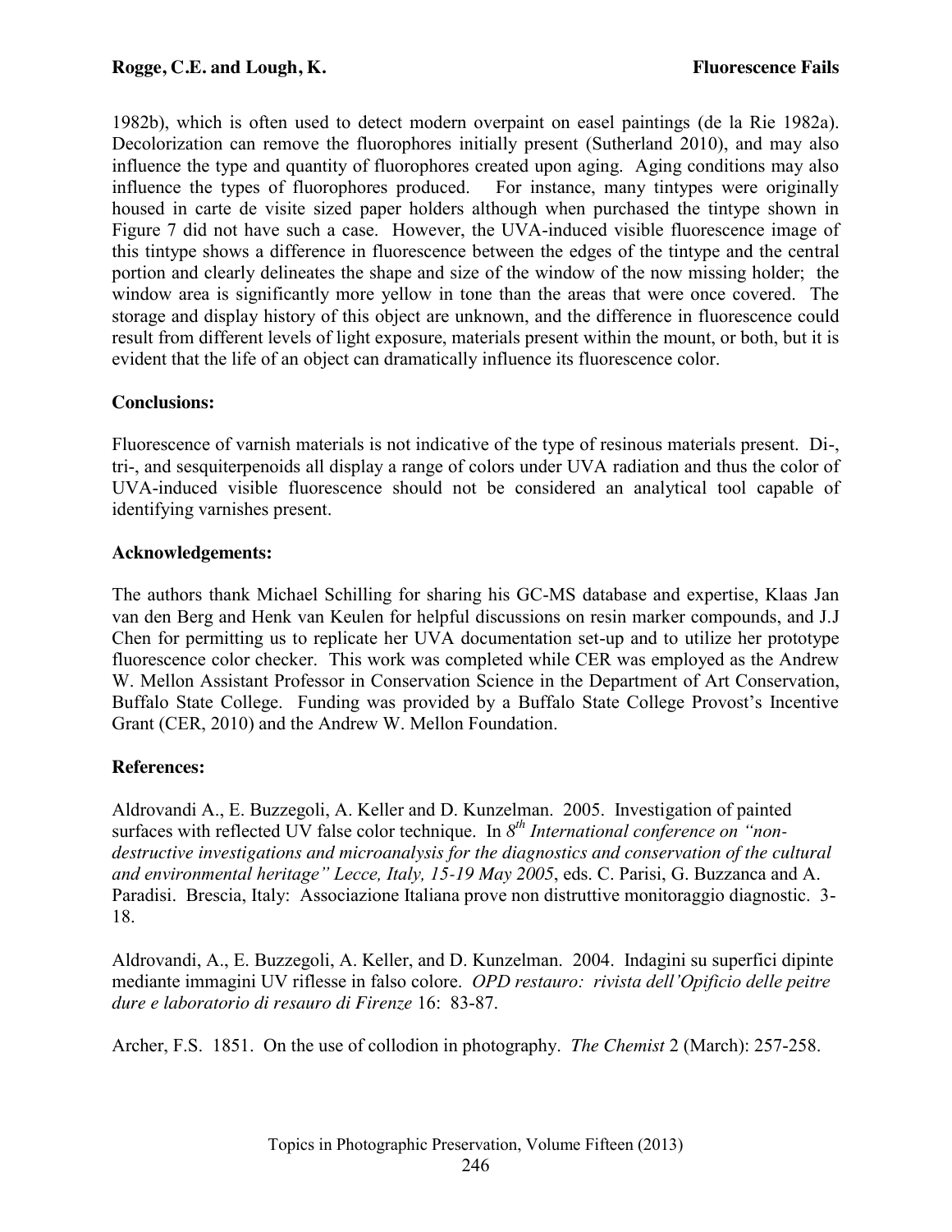1982b), which is often used to detect modern overpaint on easel paintings (de la Rie 1982a). Decolorization can remove the fluorophores initially present (Sutherland 2010), and may also influence the type and quantity of fluorophores created upon aging. Aging conditions may also influence the types of fluorophores produced. For instance, many tintypes were originally housed in carte de visite sized paper holders although when purchased the tintype shown in Figure 7 did not have such a case. However, the UVA-induced visible fluorescence image of this tintype shows a difference in fluorescence between the edges of the tintype and the central portion and clearly delineates the shape and size of the window of the now missing holder; the window area is significantly more yellow in tone than the areas that were once covered. The storage and display history of this object are unknown, and the difference in fluorescence could result from different levels of light exposure, materials present within the mount, or both, but it is evident that the life of an object can dramatically influence its fluorescence color.

## Conclusions:

Fluorescence of varnish materials is not indicative of the type of resinous materials present. Di-, tri-, and sesquiterpenoids all display a range of colors under UVA radiation and thus the color of UVA-induced visible fluorescence should not be considered an analytical tool capable of identifying varnishes present.

## Acknowledgements:

The authors thank Michael Schilling for sharing his GC-MS database and expertise, Klaas Jan van den Berg and Henk van Keulen for helpful discussions on resin marker compounds, and J.J Chen for permitting us to replicate her UVA documentation set-up and to utilize her prototype fluorescence color checker. This work was completed while CER was employed as the Andrew W. Mellon Assistant Professor in Conservation Science in the Department of Art Conservation, Buffalo State College. Funding was provided by a Buffalo State College Provost's Incentive Grant (CER, 2010) and the Andrew W. Mellon Foundation.

## References:

Aldrovandi A., E. Buzzegoli, A. Keller and D. Kunzelman. 2005. Investigation of painted surfaces with reflected UV false color technique. In *8th International conference on "non-destructive investigations and microanalysis for the diagnostics and conservation of the cultural and environmental heritage" Lecce, Italy, 15-19 May 2005*, eds. C. Parisi, G. Buzzanca and A. Paradisi. Brescia, Italy: Associazione Italiana prove non distruttive monitoraggio diagnostic. 3-18.

Aldrovandi, A., E. Buzzegoli, A. Keller, and D. Kunzelman. 2004. Indagini su superfici dipinte mediante immagini UV riflesse in falso colore. *OPD restauro: rivista dell'Opificio delle peitre dure e laboratorio di resauro di Firenze* 16: 83-87.

Archer, F.S. 1851. On the use of collodion in photography. *The Chemist* 2 (March): 257-258.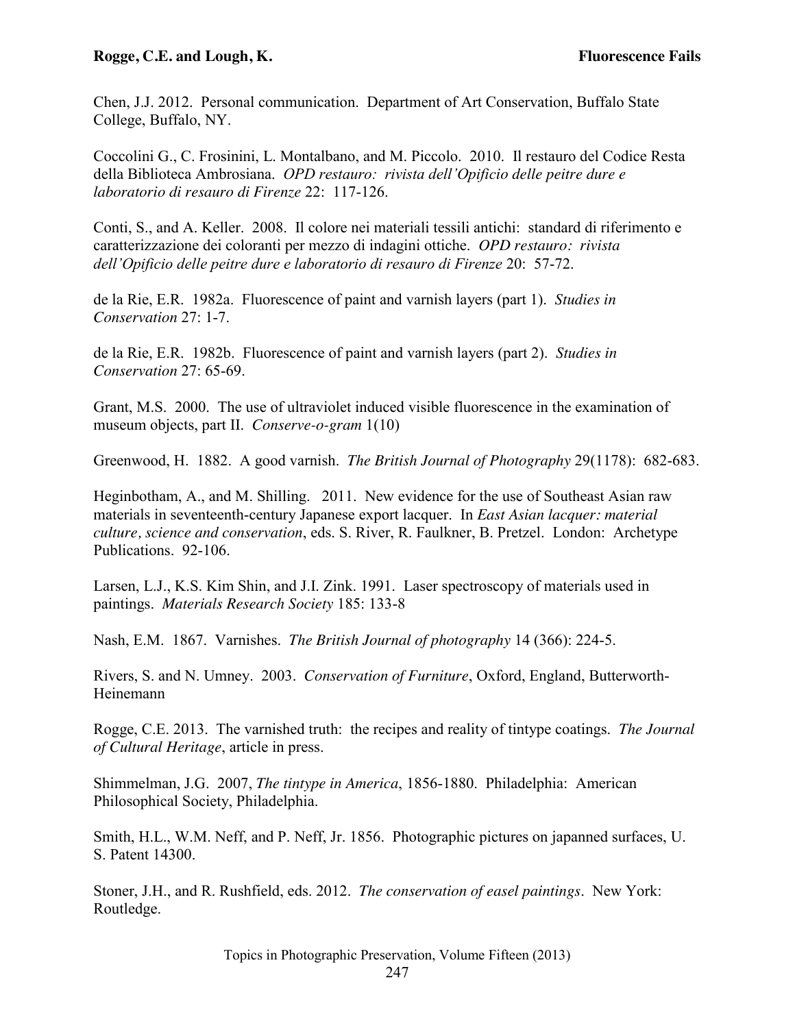Chen, J.J. 2012. Personal communication. Department of Art Conservation, Buffalo State College, Buffalo, NY.

Coccolini G., C. Frosinini, L. Montalbano, and M. Piccolo. 2010. Il restauro del Codice Resta della Biblioteca Ambrosiana. *OPD restauro: rivista dell'Opificio delle peitre dure e laboratorio di resauro di Firenze* 22: 117-126.

Conti, S., and A. Keller. 2008. Il colore nei materiali tessili antichi: standard di riferimento e caratterizzazione dei coloranti per mezzo di indagini ottiche. *OPD restauro: rivista dell'Opificio delle peitre dure e laboratorio di resauro di Firenze* 20: 57-72.

de la Rie, E.R. 1982a. Fluorescence of paint and varnish layers (part 1). *Studies in Conservation* 27: 1-7.

de la Rie, E.R. 1982b. Fluorescence of paint and varnish layers (part 2). *Studies in Conservation* 27: 65-69.

Grant, M.S. 2000. The use of ultraviolet induced visible fluorescence in the examination of museum objects, part II. *Conserve-o-gram* 1(10)

Greenwood, H. 1882. A good varnish. *The British Journal of Photography* 29(1178): 682-683.

Heginbotham, A., and M. Shilling. 2011. New evidence for the use of Southeast Asian raw materials in seventeenth-century Japanese export lacquer. In *East Asian lacquer: material culture, science and conservation*, eds. S. River, R. Faulkner, B. Pretzel. London: Archetype Publications. 92-106.

Larsen, L.J., K.S. Kim Shin, and J.I. Zink. 1991. Laser spectroscopy of materials used in paintings. *Materials Research Society* 185: 133-8

Nash, E.M. 1867. Varnishes. *The British Journal of photography* 14 (366): 224-5.

Rivers, S. and N. Umney. 2003. *Conservation of Furniture*, Oxford, England, Butterworth-Heinemann

Rogge, C.E. 2013. The varnished truth: the recipes and reality of tintype coatings. *The Journal of Cultural Heritage*, article in press.

Shimmelman, J.G. 2007, *The tintype in America*, 1856-1880. Philadelphia: American Philosophical Society, Philadelphia.

Smith, H.L., W.M. Neff, and P. Neff, Jr. 1856. Photographic pictures on japanned surfaces, U. S. Patent 14300.

Stoner, J.H., and R. Rushfield, eds. 2012. *The conservation of easel paintings*. New York: Routledge.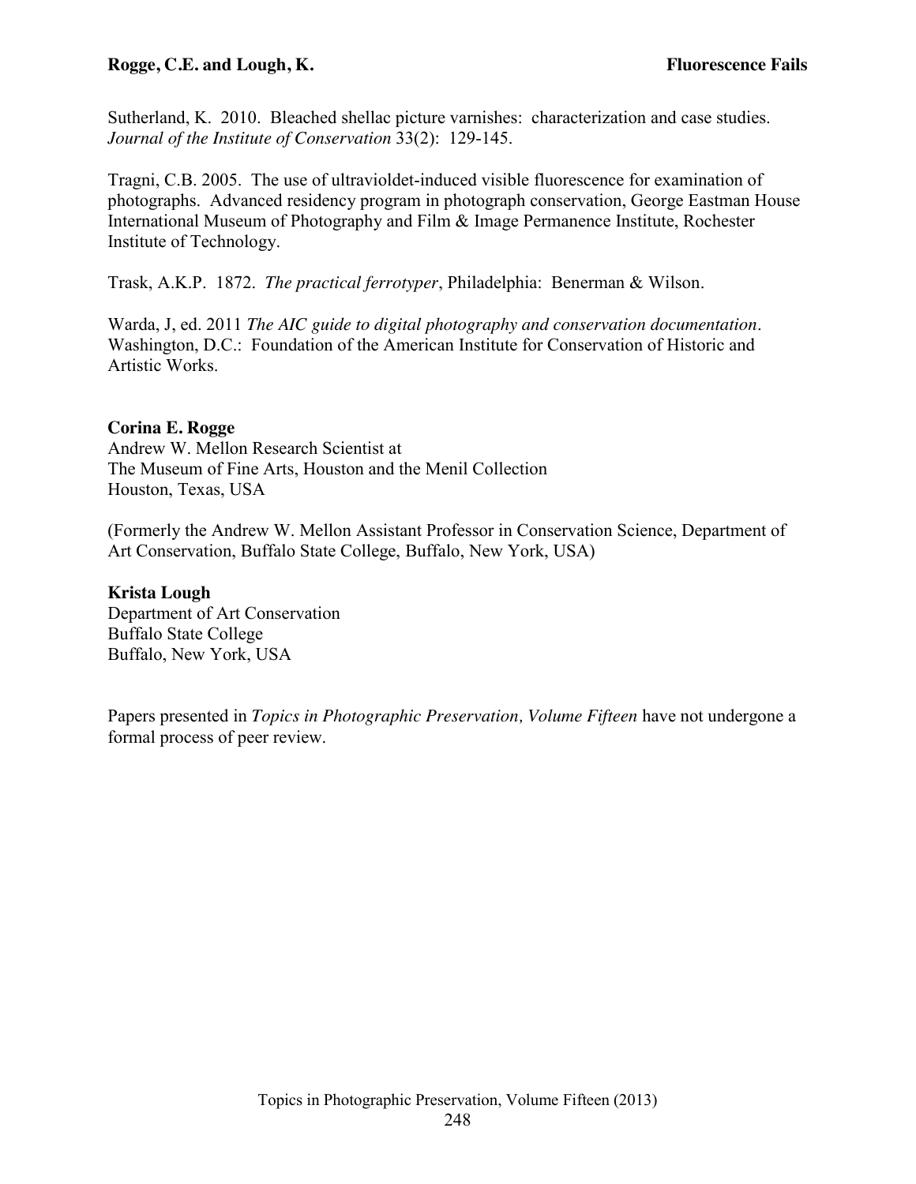Sutherland, K. 2010. Bleached shellac picture varnishes: characterization and case studies. *Journal of the Institute of Conservation* 33(2): 129-145.

Tragni, C.B. 2005. The use of ultravioldet-induced visible fluorescence for examination of photographs. Advanced residency program in photograph conservation, George Eastman House International Museum of Photography and Film & Image Permanence Institute, Rochester Institute of Technology.

Trask, A.K.P. 1872. *The practical ferrotyper*, Philadelphia: Benerman & Wilson.

Warda, J, ed. 2011 *The AIC guide to digital photography and conservation documentation*. Washington, D.C.: Foundation of the American Institute for Conservation of Historic and Artistic Works.

**Corina E. Rogge**
Andrew W. Mellon Research Scientist at
The Museum of Fine Arts, Houston and the Menil Collection
Houston, Texas, USA

(Formerly the Andrew W. Mellon Assistant Professor in Conservation Science, Department of Art Conservation, Buffalo State College, Buffalo, New York, USA)

**Krista Lough**
Department of Art Conservation
Buffalo State College
Buffalo, New York, USA

Papers presented in *Topics in Photographic Preservation, Volume Fifteen* have not undergone a formal process of peer review.